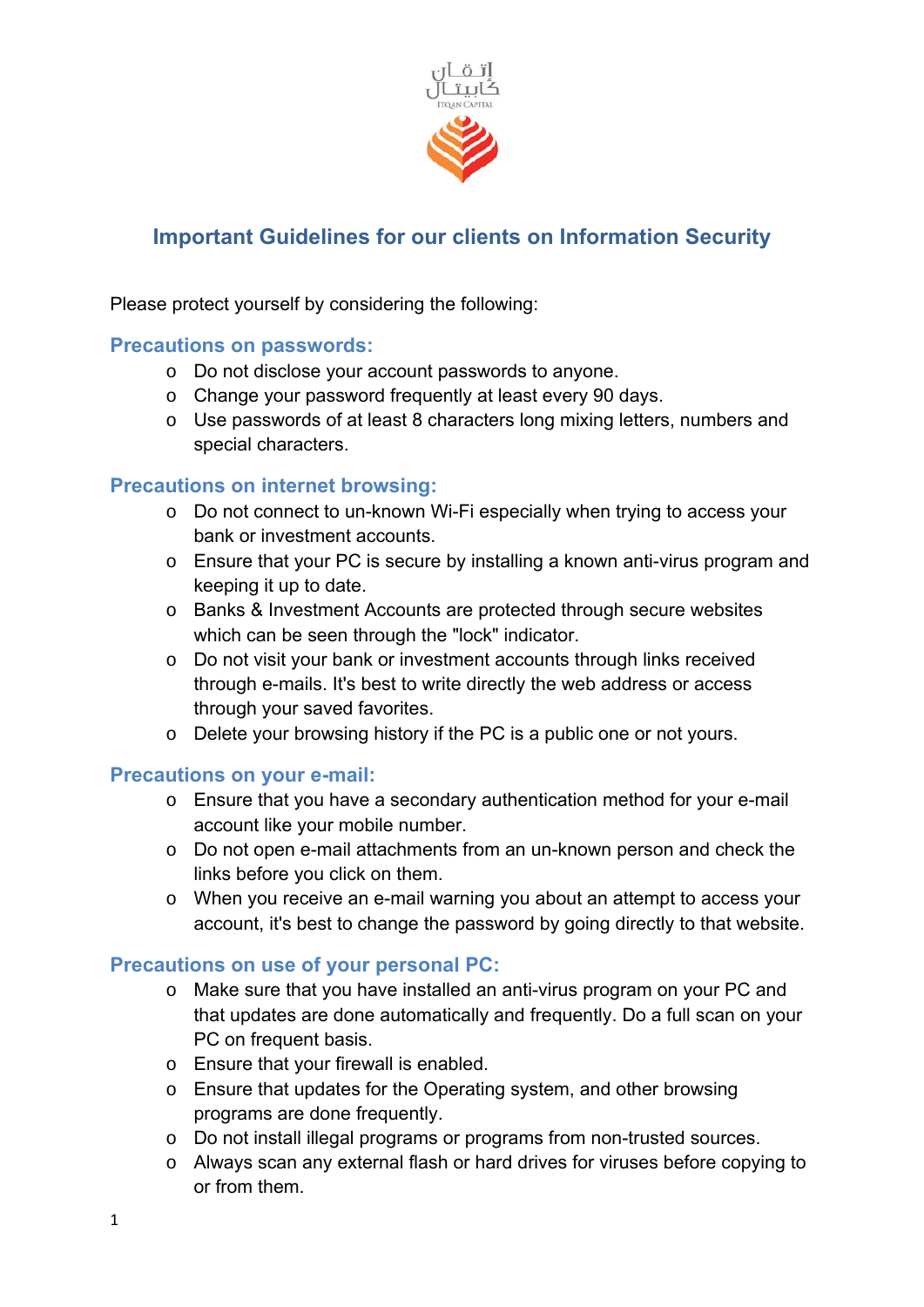إتقان كابيتال

ITQAN CAPITAL

# Important Guidelines for our clients on Information Security

Please protect yourself by considering the following:

## Precautions on passwords:

- Do not disclose your account passwords to anyone.
- Change your password frequently at least every 90 days.
- Use passwords of at least 8 characters long mixing letters, numbers and special characters.

## Precautions on internet browsing:

- Do not connect to un-known Wi-Fi especially when trying to access your bank or investment accounts.
- Ensure that your PC is secure by installing a known anti-virus program and keeping it up to date.
- Banks & Investment Accounts are protected through secure websites which can be seen through the "lock" indicator.
- Do not visit your bank or investment accounts through links received through e-mails. It's best to write directly the web address or access through your saved favorites.
- Delete your browsing history if the PC is a public one or not yours.

## Precautions on your e-mail:

- Ensure that you have a secondary authentication method for your e-mail account like your mobile number.
- Do not open e-mail attachments from an un-known person and check the links before you click on them.
- When you receive an e-mail warning you about an attempt to access your account, it's best to change the password by going directly to that website.

## Precautions on use of your personal PC:

- Make sure that you have installed an anti-virus program on your PC and that updates are done automatically and frequently. Do a full scan on your PC on frequent basis.
- Ensure that your firewall is enabled.
- Ensure that updates for the Operating system, and other browsing programs are done frequently.
- Do not install illegal programs or programs from non-trusted sources.
- Always scan any external flash or hard drives for viruses before copying to or from them.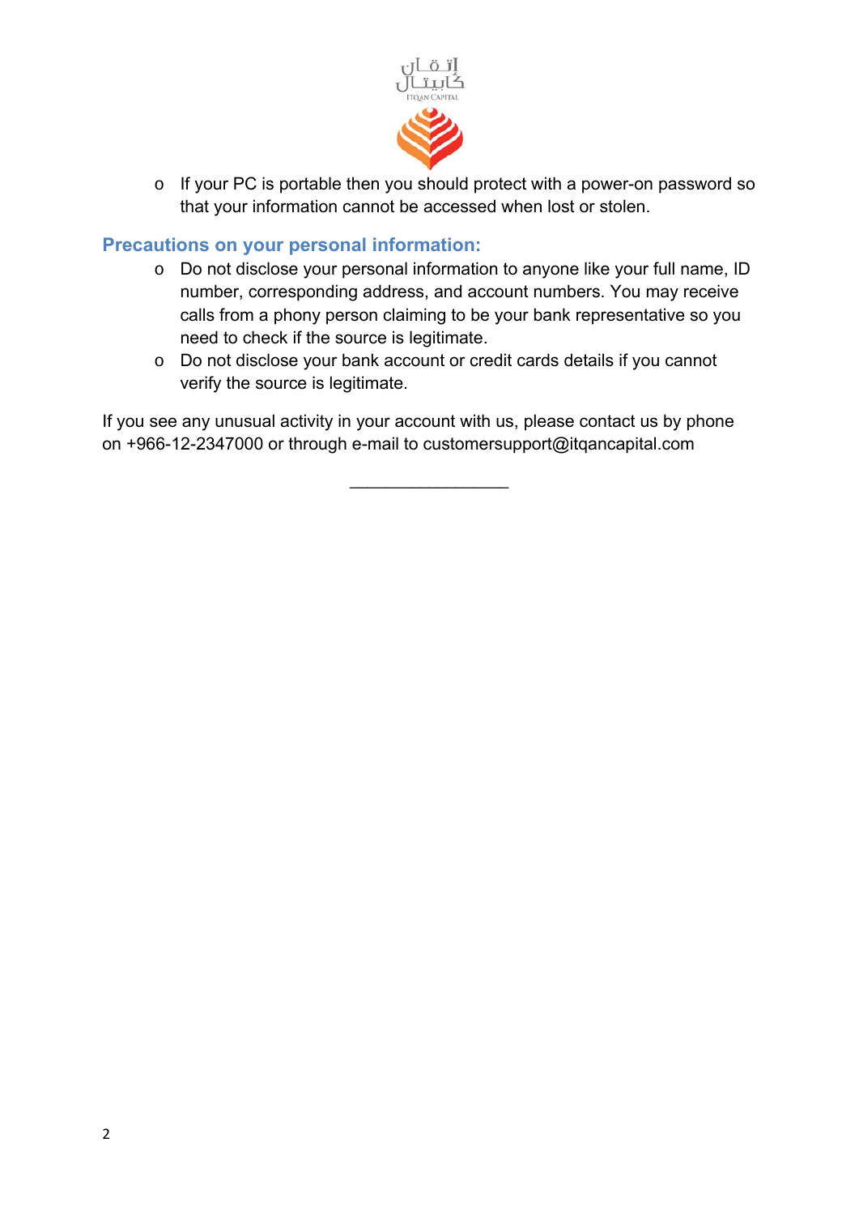- If your PC is portable then you should protect with a power-on password so that your information cannot be accessed when lost or stolen.

## Precautions on your personal information:

- Do not disclose your personal information to anyone like your full name, ID number, corresponding address, and account numbers. You may receive calls from a phony person claiming to be your bank representative so you need to check if the source is legitimate.
- Do not disclose your bank account or credit cards details if you cannot verify the source is legitimate.

If you see any unusual activity in your account with us, please contact us by phone on +966-12-2347000 or through e-mail to customersupport@itqancapital.com

\_\_\_\_\_\_\_\_\_\_\_\_\_\_\_\_\_\_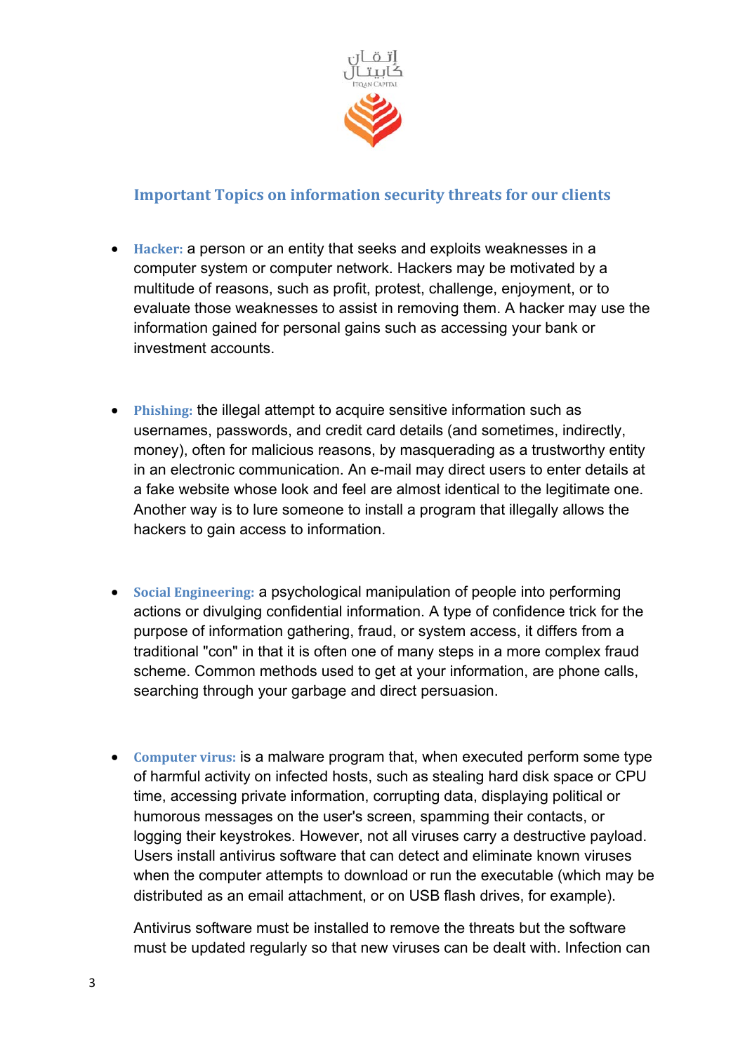إتقان
كابيتال
ITQAN CAPITAL

## Important Topics on information security threats for our clients

- **Hacker:** a person or an entity that seeks and exploits weaknesses in a computer system or computer network. Hackers may be motivated by a multitude of reasons, such as profit, protest, challenge, enjoyment, or to evaluate those weaknesses to assist in removing them. A hacker may use the information gained for personal gains such as accessing your bank or investment accounts.

- **Phishing:** the illegal attempt to acquire sensitive information such as usernames, passwords, and credit card details (and sometimes, indirectly, money), often for malicious reasons, by masquerading as a trustworthy entity in an electronic communication. An e-mail may direct users to enter details at a fake website whose look and feel are almost identical to the legitimate one. Another way is to lure someone to install a program that illegally allows the hackers to gain access to information.

- **Social Engineering:** a psychological manipulation of people into performing actions or divulging confidential information. A type of confidence trick for the purpose of information gathering, fraud, or system access, it differs from a traditional "con" in that it is often one of many steps in a more complex fraud scheme. Common methods used to get at your information, are phone calls, searching through your garbage and direct persuasion.

- **Computer virus:** is a malware program that, when executed perform some type of harmful activity on infected hosts, such as stealing hard disk space or CPU time, accessing private information, corrupting data, displaying political or humorous messages on the user's screen, spamming their contacts, or logging their keystrokes. However, not all viruses carry a destructive payload. Users install antivirus software that can detect and eliminate known viruses when the computer attempts to download or run the executable (which may be distributed as an email attachment, or on USB flash drives, for example).

  Antivirus software must be installed to remove the threats but the software must be updated regularly so that new viruses can be dealt with. Infection can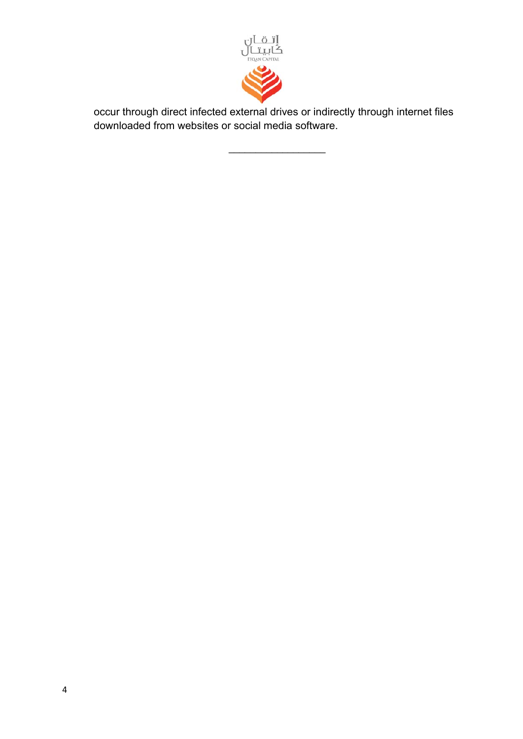occur through direct infected external drives or indirectly through internet files downloaded from websites or social media software.

________________